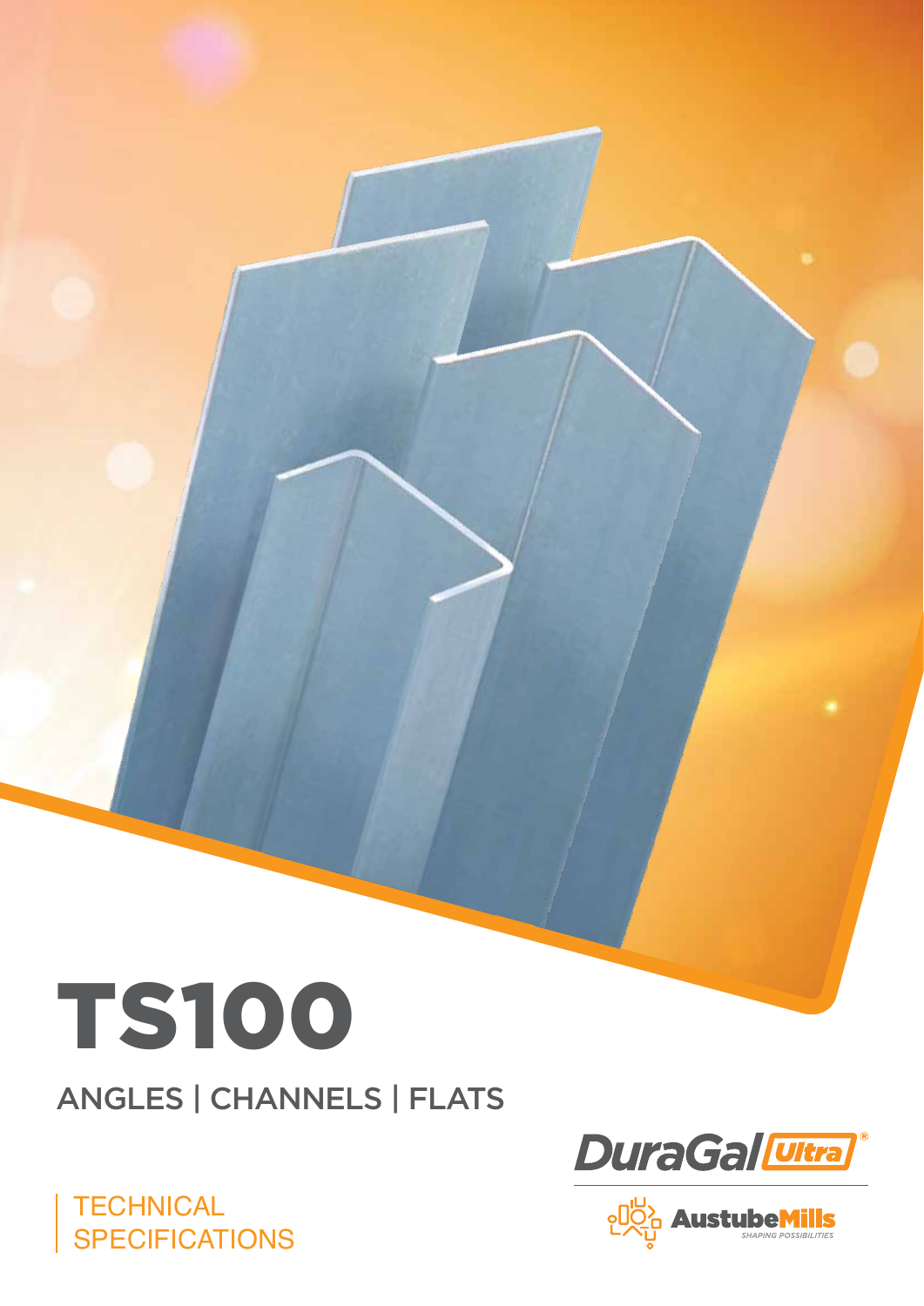# TS100

## ANGLES | CHANNELS | FLATS

TECHNICAL
SPECIFICATIONS

DuraGal Ultra®

AustubeMills
SHAPING POSSIBILITIES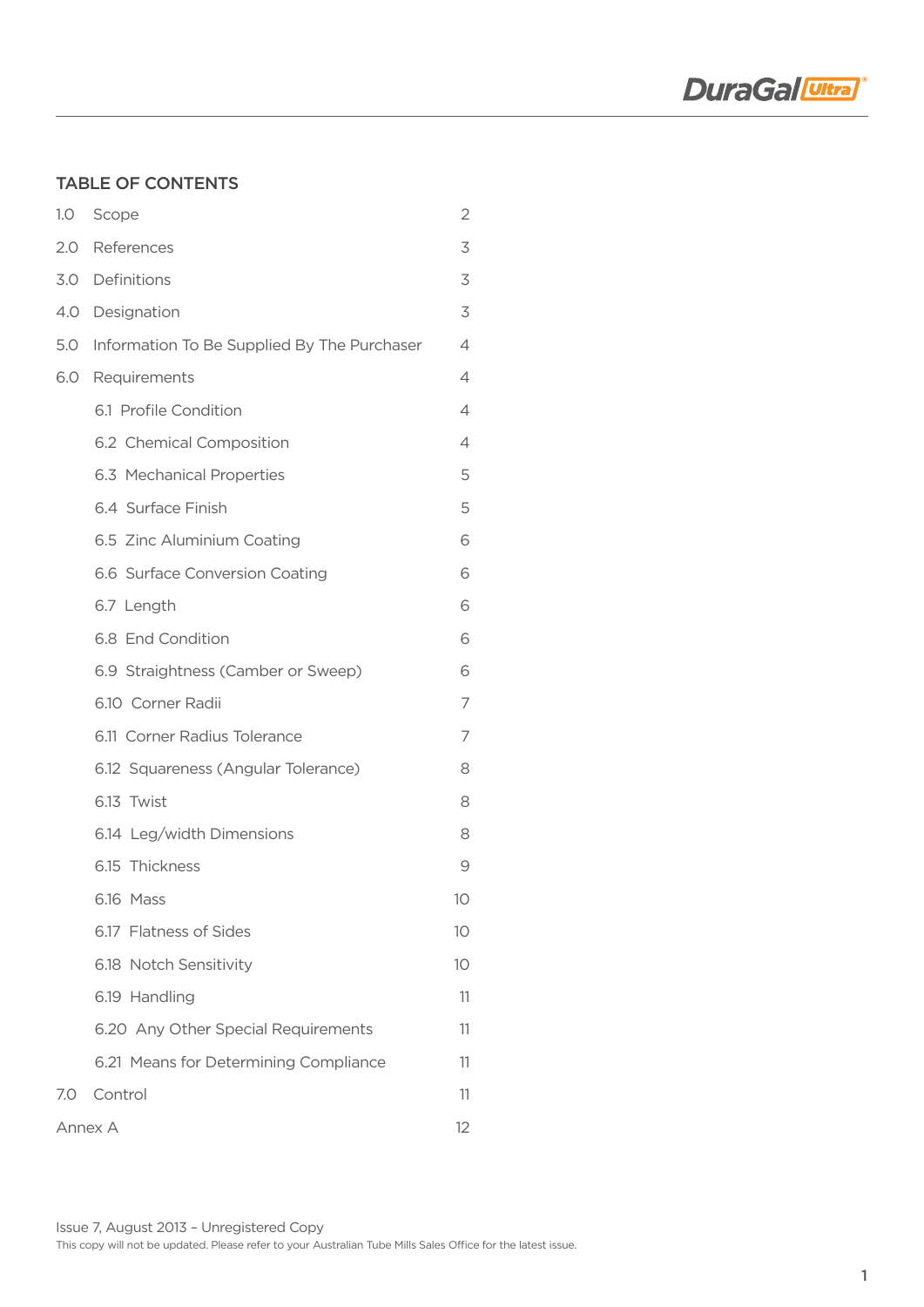## TABLE OF CONTENTS

| | | |
|---|---|---|
| 1.0 | Scope | 2 |
| 2.0 | References | 3 |
| 3.0 | Definitions | 3 |
| 4.0 | Designation | 3 |
| 5.0 | Information To Be Supplied By The Purchaser | 4 |
| 6.0 | Requirements | 4 |
| | 6.1 Profile Condition | 4 |
| | 6.2 Chemical Composition | 4 |
| | 6.3 Mechanical Properties | 5 |
| | 6.4 Surface Finish | 5 |
| | 6.5 Zinc Aluminium Coating | 6 |
| | 6.6 Surface Conversion Coating | 6 |
| | 6.7 Length | 6 |
| | 6.8 End Condition | 6 |
| | 6.9 Straightness (Camber or Sweep) | 6 |
| | 6.10 Corner Radii | 7 |
| | 6.11 Corner Radius Tolerance | 7 |
| | 6.12 Squareness (Angular Tolerance) | 8 |
| | 6.13 Twist | 8 |
| | 6.14 Leg/width Dimensions | 8 |
| | 6.15 Thickness | 9 |
| | 6.16 Mass | 10 |
| | 6.17 Flatness of Sides | 10 |
| | 6.18 Notch Sensitivity | 10 |
| | 6.19 Handling | 11 |
| | 6.20 Any Other Special Requirements | 11 |
| | 6.21 Means for Determining Compliance | 11 |
| 7.0 | Control | 11 |
| Annex A | | 12 |

Issue 7, August 2013 – Unregistered Copy
This copy will not be updated. Please refer to your Australian Tube Mills Sales Office for the latest issue.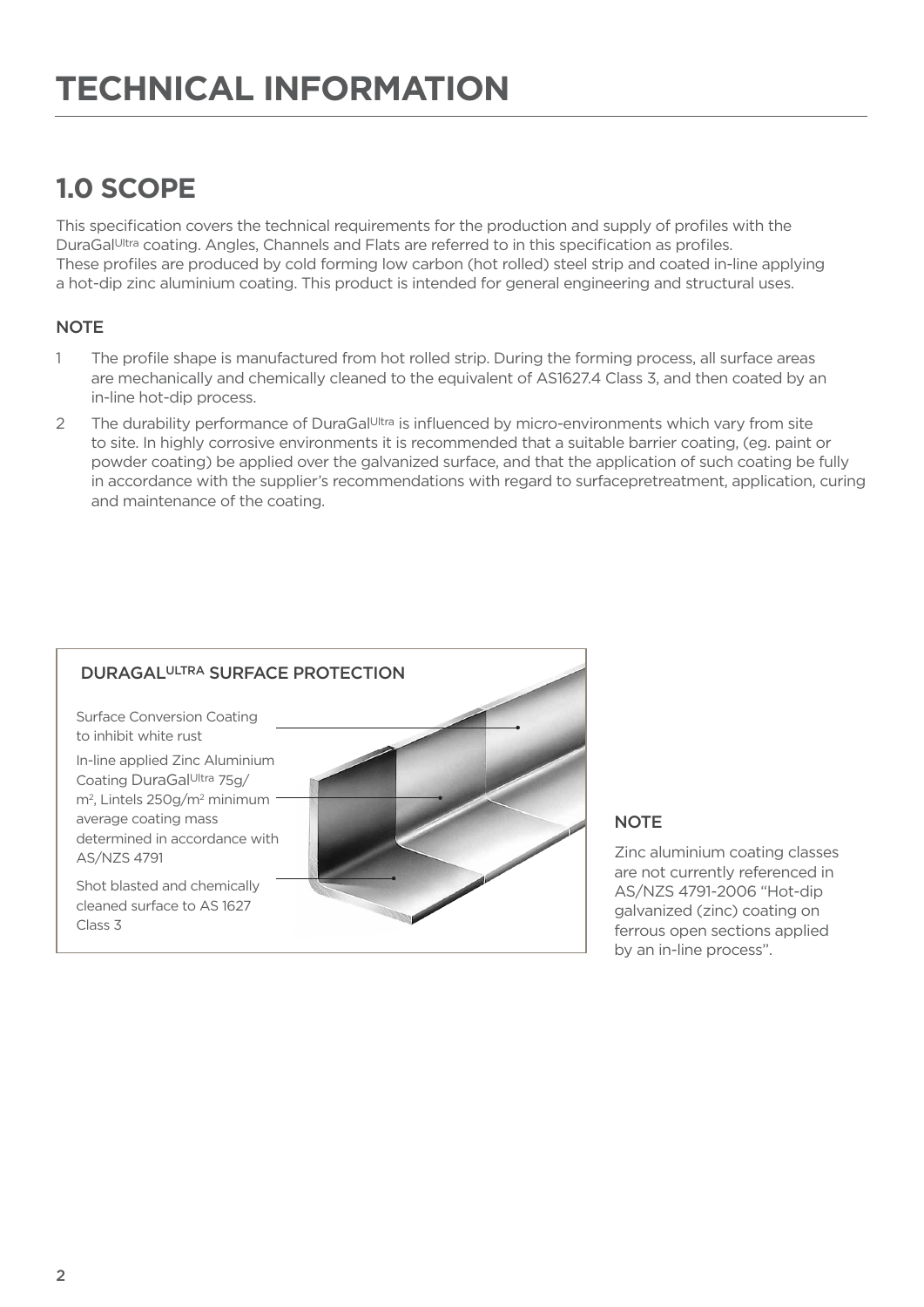# TECHNICAL INFORMATION

## 1.0 SCOPE

This specification covers the technical requirements for the production and supply of profiles with the DuraGal$^{Ultra}$ coating. Angles, Channels and Flats are referred to in this specification as profiles. These profiles are produced by cold forming low carbon (hot rolled) steel strip and coated in-line applying a hot-dip zinc aluminium coating. This product is intended for general engineering and structural uses.

### NOTE

1. The profile shape is manufactured from hot rolled strip. During the forming process, all surface areas are mechanically and chemically cleaned to the equivalent of AS1627.4 Class 3, and then coated by an in-line hot-dip process.
2. The durability performance of DuraGal$^{Ultra}$ is influenced by micro-environments which vary from site to site. In highly corrosive environments it is recommended that a suitable barrier coating, (eg. paint or powder coating) be applied over the galvanized surface, and that the application of such coating be fully in accordance with the supplier's recommendations with regard to surfacepretreatment, application, curing and maintenance of the coating.

**DURAGAL$^{ULTRA}$ SURFACE PROTECTION**

Surface Conversion Coating to inhibit white rust

In-line applied Zinc Aluminium Coating DuraGal$^{Ultra}$ 75g/m$^2$, Lintels 250g/m$^2$ minimum average coating mass determined in accordance with AS/NZS 4791

Shot blasted and chemically cleaned surface to AS 1627 Class 3

### NOTE

Zinc aluminium coating classes are not currently referenced in AS/NZS 4791-2006 "Hot-dip galvanized (zinc) coating on ferrous open sections applied by an in-line process".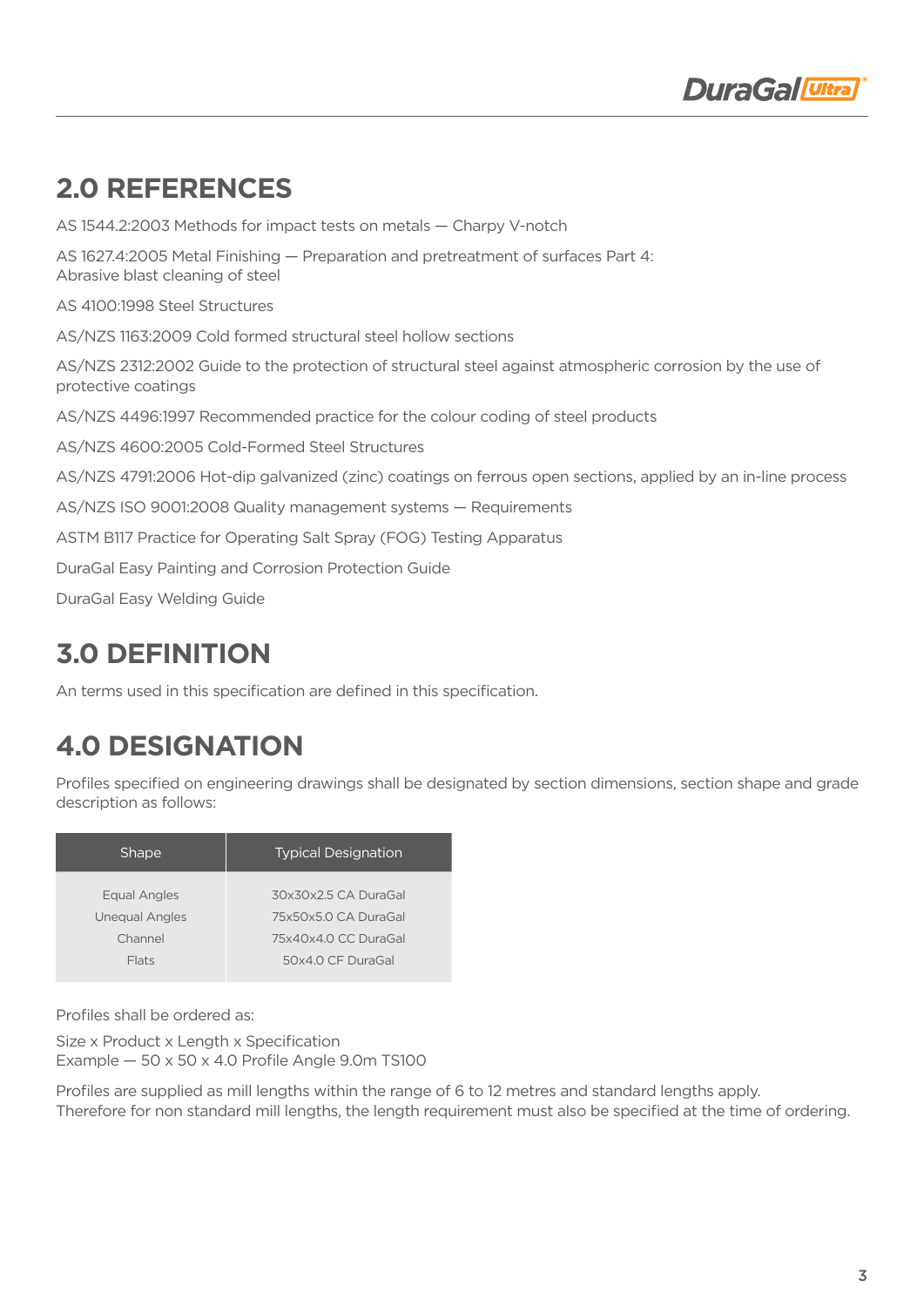## 2.0 REFERENCES

AS 1544.2:2003 Methods for impact tests on metals — Charpy V-notch

AS 1627.4:2005 Metal Finishing — Preparation and pretreatment of surfaces Part 4: Abrasive blast cleaning of steel

AS 4100:1998 Steel Structures

AS/NZS 1163:2009 Cold formed structural steel hollow sections

AS/NZS 2312:2002 Guide to the protection of structural steel against atmospheric corrosion by the use of protective coatings

AS/NZS 4496:1997 Recommended practice for the colour coding of steel products

AS/NZS 4600:2005 Cold-Formed Steel Structures

AS/NZS 4791:2006 Hot-dip galvanized (zinc) coatings on ferrous open sections, applied by an in-line process

AS/NZS ISO 9001:2008 Quality management systems — Requirements

ASTM B117 Practice for Operating Salt Spray (FOG) Testing Apparatus

DuraGal Easy Painting and Corrosion Protection Guide

DuraGal Easy Welding Guide

## 3.0 DEFINITION

An terms used in this specification are defined in this specification.

## 4.0 DESIGNATION

Profiles specified on engineering drawings shall be designated by section dimensions, section shape and grade description as follows:

| Shape | Typical Designation |
|---|---|
| Equal Angles | 30x30x2.5 CA DuraGal |
| Unequal Angles | 75x50x5.0 CA DuraGal |
| Channel | 75x40x4.0 CC DuraGal |
| Flats | 50x4.0 CF DuraGal |

Profiles shall be ordered as:

Size x Product x Length x Specification
Example — 50 x 50 x 4.0 Profile Angle 9.0m TS100

Profiles are supplied as mill lengths within the range of 6 to 12 metres and standard lengths apply. Therefore for non standard mill lengths, the length requirement must also be specified at the time of ordering.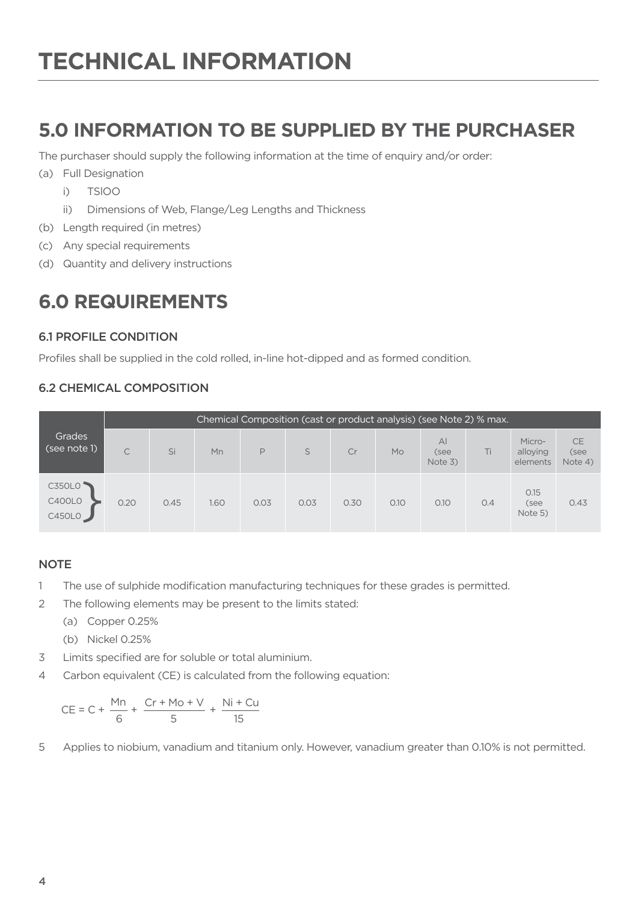# TECHNICAL INFORMATION

## 5.0 INFORMATION TO BE SUPPLIED BY THE PURCHASER

The purchaser should supply the following information at the time of enquiry and/or order:

(a) Full Designation

  i) TSIOO

  ii) Dimensions of Web, Flange/Leg Lengths and Thickness

(b) Length required (in metres)

(c) Any special requirements

(d) Quantity and delivery instructions

## 6.0 REQUIREMENTS

### 6.1 PROFILE CONDITION

Profiles shall be supplied in the cold rolled, in-line hot-dipped and as formed condition.

### 6.2 CHEMICAL COMPOSITION

| Grades (see note 1) | Chemical Composition (cast or product analysis) (see Note 2) % max. | | | | | | | | | | |
|---|---|---|---|---|---|---|---|---|---|---|---|
| | C | Si | Mn | P | S | Cr | Mo | Al (see Note 3) | Ti | Micro-alloying elements | CE (see Note 4) |
| C350L0<br>C400L0<br>C450L0 | 0.20 | 0.45 | 1.60 | 0.03 | 0.03 | 0.30 | 0.10 | 0.10 | 0.4 | 0.15 (see Note 5) | 0.43 |

#### NOTE

1. The use of sulphide modification manufacturing techniques for these grades is permitted.
2. The following elements may be present to the limits stated:
   (a) Copper 0.25%
   (b) Nickel 0.25%
3. Limits specified are for soluble or total aluminium.
4. Carbon equivalent (CE) is calculated from the following equation:

$$CE = C + \frac{Mn}{6} + \frac{Cr + Mo + V}{5} + \frac{Ni + Cu}{15}$$

5. Applies to niobium, vanadium and titanium only. However, vanadium greater than 0.10% is not permitted.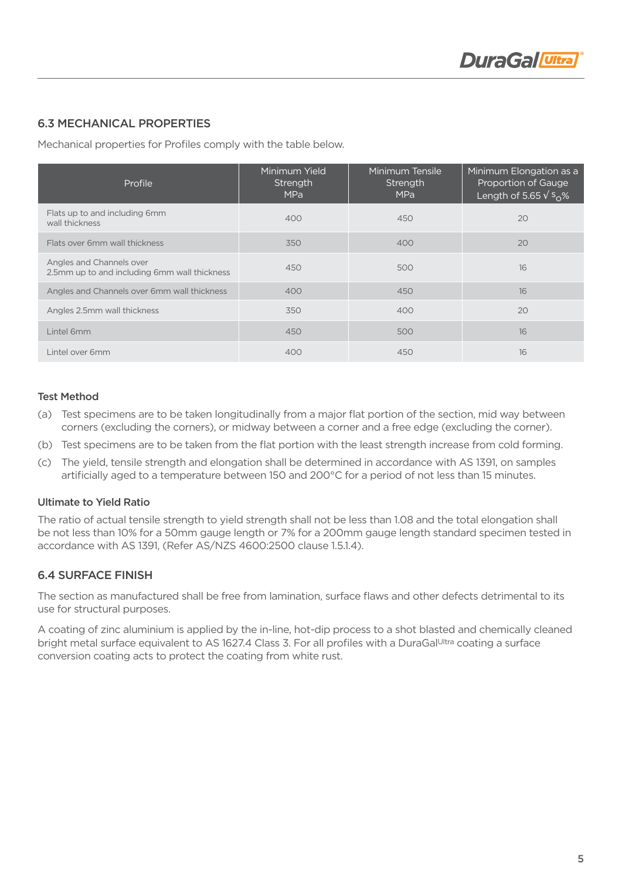## 6.3 MECHANICAL PROPERTIES

Mechanical properties for Profiles comply with the table below.

| Profile | Minimum Yield Strength MPa | Minimum Tensile Strength MPa | Minimum Elongation as a Proportion of Gauge Length of $5.65 \sqrt{s_o}$% |
|---|---|---|---|
| Flats up to and including 6mm wall thickness | 400 | 450 | 20 |
| Flats over 6mm wall thickness | 350 | 400 | 20 |
| Angles and Channels over 2.5mm up to and including 6mm wall thickness | 450 | 500 | 16 |
| Angles and Channels over 6mm wall thickness | 400 | 450 | 16 |
| Angles 2.5mm wall thickness | 350 | 400 | 20 |
| Lintel 6mm | 450 | 500 | 16 |
| Lintel over 6mm | 400 | 450 | 16 |

### Test Method

(a) Test specimens are to be taken longitudinally from a major flat portion of the section, mid way between corners (excluding the corners), or midway between a corner and a free edge (excluding the corner).

(b) Test specimens are to be taken from the flat portion with the least strength increase from cold forming.

(c) The yield, tensile strength and elongation shall be determined in accordance with AS 1391, on samples artificially aged to a temperature between 150 and 200°C for a period of not less than 15 minutes.

### Ultimate to Yield Ratio

The ratio of actual tensile strength to yield strength shall not be less than 1.08 and the total elongation shall be not less than 10% for a 50mm gauge length or 7% for a 200mm gauge length standard specimen tested in accordance with AS 1391, (Refer AS/NZS 4600:2500 clause 1.5.1.4).

## 6.4 SURFACE FINISH

The section as manufactured shall be free from lamination, surface flaws and other defects detrimental to its use for structural purposes.

A coating of zinc aluminium is applied by the in-line, hot-dip process to a shot blasted and chemically cleaned bright metal surface equivalent to AS 1627.4 Class 3. For all profiles with a DuraGal[Ultra] coating a surface conversion coating acts to protect the coating from white rust.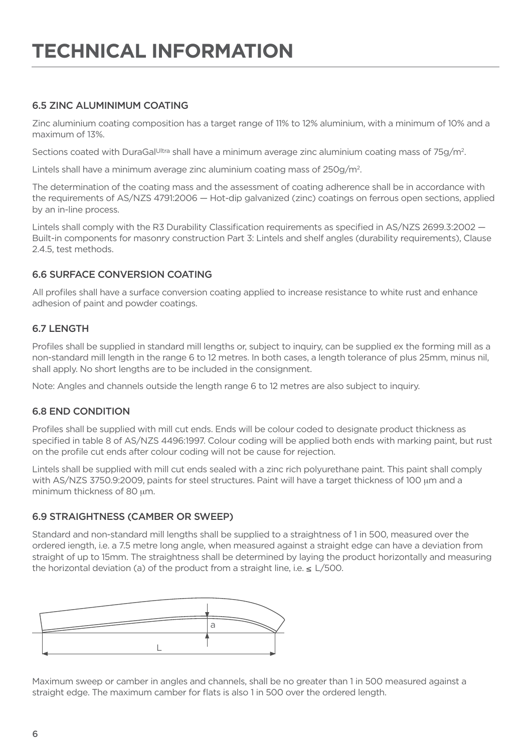# TECHNICAL INFORMATION

### 6.5 ZINC ALUMINIMUM COATING

Zinc aluminium coating composition has a target range of 11% to 12% aluminium, with a minimum of 10% and a maximum of 13%.

Sections coated with DuraGal$^{Ultra}$ shall have a minimum average zinc aluminium coating mass of 75g/m$^2$.

Lintels shall have a minimum average zinc aluminium coating mass of 250g/m$^2$.

The determination of the coating mass and the assessment of coating adherence shall be in accordance with the requirements of AS/NZS 4791:2006 — Hot-dip galvanized (zinc) coatings on ferrous open sections, applied by an in-line process.

Lintels shall comply with the R3 Durability Classification requirements as specified in AS/NZS 2699.3:2002 — Built-in components for masonry construction Part 3: Lintels and shelf angles (durability requirements), Clause 2.4.5, test methods.

### 6.6 SURFACE CONVERSION COATING

All profiles shall have a surface conversion coating applied to increase resistance to white rust and enhance adhesion of paint and powder coatings.

### 6.7 LENGTH

Profiles shall be supplied in standard mill lengths or, subject to inquiry, can be supplied ex the forming mill as a non-standard mill length in the range 6 to 12 metres. In both cases, a length tolerance of plus 25mm, minus nil, shall apply. No short lengths are to be included in the consignment.

Note: Angles and channels outside the length range 6 to 12 metres are also subject to inquiry.

### 6.8 END CONDITION

Profiles shall be supplied with mill cut ends. Ends will be colour coded to designate product thickness as specified in table 8 of AS/NZS 4496:1997. Colour coding will be applied both ends with marking paint, but rust on the profile cut ends after colour coding will not be cause for rejection.

Lintels shall be supplied with mill cut ends sealed with a zinc rich polyurethane paint. This paint shall comply with AS/NZS 3750.9:2009, paints for steel structures. Paint will have a target thickness of 100 μm and a minimum thickness of 80 μm.

### 6.9 STRAIGHTNESS (CAMBER OR SWEEP)

Standard and non-standard mill lengths shall be supplied to a straightness of 1 in 500, measured over the ordered length, i.e. a 7.5 metre long angle, when measured against a straight edge can have a deviation from straight of up to 15mm. The straightness shall be determined by laying the product horizontally and measuring the horizontal deviation (a) of the product from a straight line, i.e. $\leq L/500$.

Maximum sweep or camber in angles and channels, shall be no greater than 1 in 500 measured against a straight edge. The maximum camber for flats is also 1 in 500 over the ordered length.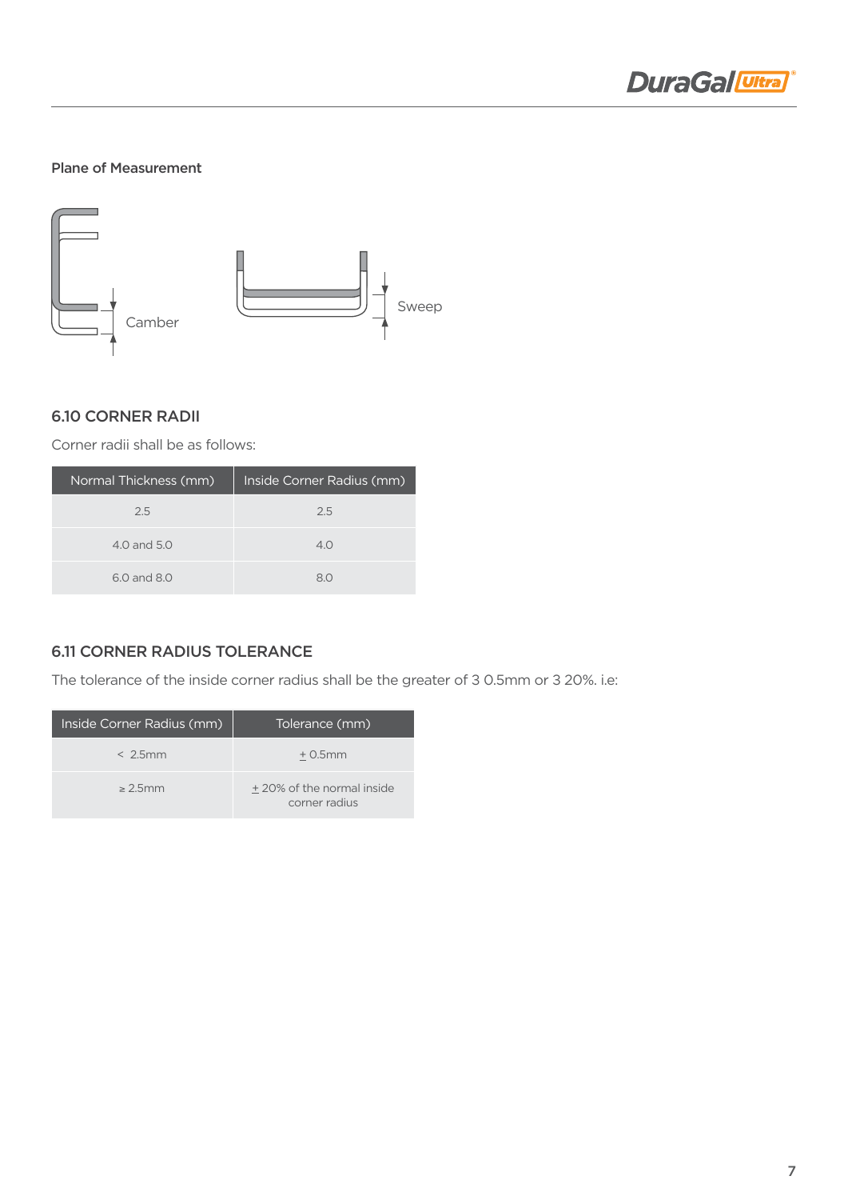**Plane of Measurement**

Camber

Sweep

## 6.10 CORNER RADII

Corner radii shall be as follows:

| Normal Thickness (mm) | Inside Corner Radius (mm) |
|---|---|
| 2.5 | 2.5 |
| 4.0 and 5.0 | 4.0 |
| 6.0 and 8.0 | 8.0 |

## 6.11 CORNER RADIUS TOLERANCE

The tolerance of the inside corner radius shall be the greater of 3 0.5mm or 3 20%. i.e:

| Inside Corner Radius (mm) | Tolerance (mm) |
|---|---|
| < 2.5mm | ± 0.5mm |
| ≥ 2.5mm | ± 20% of the normal inside corner radius |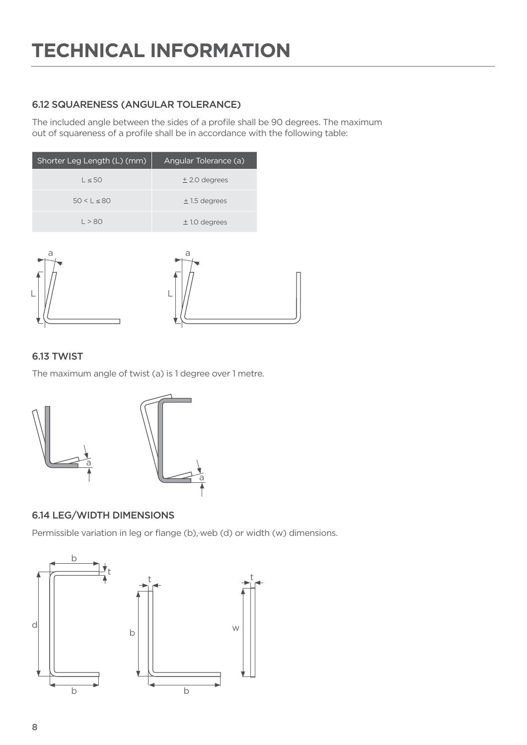# TECHNICAL INFORMATION

### 6.12 SQUARENESS (ANGULAR TOLERANCE)

The included angle between the sides of a profile shall be 90 degrees. The maximum out of squareness of a profile shall be in accordance with the following table:

| Shorter Leg Length (L) (mm) | Angular Tolerance (a) |
|---|---|
| L ≤ 50 | ± 2.0 degrees |
| 50 < L ≤ 80 | ± 1.5 degrees |
| L > 80 | ± 1.0 degrees |

### 6.13 TWIST

The maximum angle of twist (a) is 1 degree over 1 metre.

### 6.14 LEG/WIDTH DIMENSIONS

Permissible variation in leg or flange (b), web (d) or width (w) dimensions.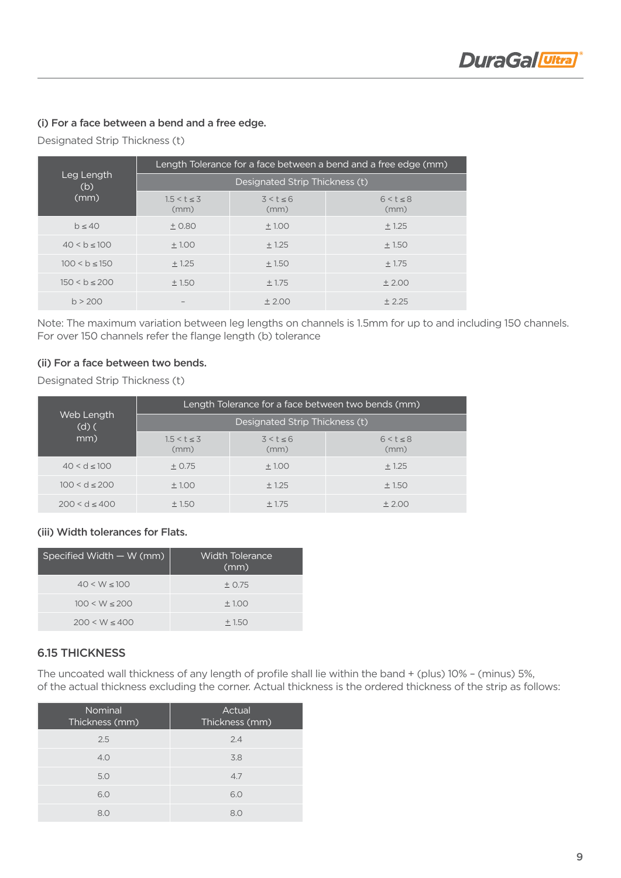#### (i) For a face between a bend and a free edge.

Designated Strip Thickness (t)

| Leg Length (b) (mm) | Length Tolerance for a face between a bend and a free edge (mm) | | |
|---|---|---|---|
| | Designated Strip Thickness (t) | | |
| | 1.5 < t ≤ 3 (mm) | 3 < t ≤ 6 (mm) | 6 < t ≤ 8 (mm) |
| b ≤ 40 | ± 0.80 | ± 1.00 | ± 1.25 |
| 40 < b ≤ 100 | ± 1.00 | ± 1.25 | ± 1.50 |
| 100 < b ≤ 150 | ± 1.25 | ± 1.50 | ± 1.75 |
| 150 < b ≤ 200 | ± 1.50 | ± 1.75 | ± 2.00 |
| b > 200 | – | ± 2.00 | ± 2.25 |

Note: The maximum variation between leg lengths on channels is 1.5mm for up to and including 150 channels. For over 150 channels refer the flange length (b) tolerance

#### (ii) For a face between two bends.

Designated Strip Thickness (t)

| Web Length (d) ( mm) | Length Tolerance for a face between two bends (mm) | | |
|---|---|---|---|
| | Designated Strip Thickness (t) | | |
| | 1.5 < t ≤ 3 (mm) | 3 < t ≤ 6 (mm) | 6 < t ≤ 8 (mm) |
| 40 < d ≤ 100 | ± 0.75 | ± 1.00 | ± 1.25 |
| 100 < d ≤ 200 | ± 1.00 | ± 1.25 | ± 1.50 |
| 200 < d ≤ 400 | ± 1.50 | ± 1.75 | ± 2.00 |

#### (iii) Width tolerances for Flats.

| Specified Width — W (mm) | Width Tolerance (mm) |
|---|---|
| 40 < W ≤ 100 | ± 0.75 |
| 100 < W ≤ 200 | ± 1.00 |
| 200 < W ≤ 400 | ± 1.50 |

### 6.15 THICKNESS

The uncoated wall thickness of any length of profile shall lie within the band + (plus) 10% – (minus) 5%, of the actual thickness excluding the corner. Actual thickness is the ordered thickness of the strip as follows:

| Nominal Thickness (mm) | Actual Thickness (mm) |
|---|---|
| 2.5 | 2.4 |
| 4.0 | 3.8 |
| 5.0 | 4.7 |
| 6.0 | 6.0 |
| 8.0 | 8.0 |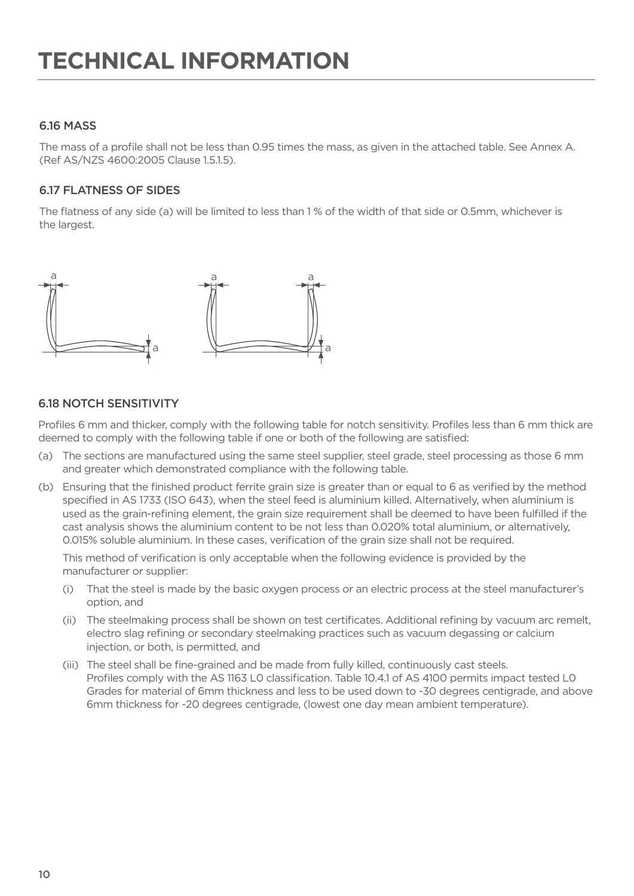# TECHNICAL INFORMATION

### 6.16 MASS

The mass of a profile shall not be less than 0.95 times the mass, as given in the attached table. See Annex A. (Ref AS/NZS 4600:2005 Clause 1.5.1.5).

### 6.17 FLATNESS OF SIDES

The flatness of any side (a) will be limited to less than 1 % of the width of that side or 0.5mm, whichever is the largest.

### 6.18 NOTCH SENSITIVITY

Profiles 6 mm and thicker, comply with the following table for notch sensitivity. Profiles less than 6 mm thick are deemed to comply with the following table if one or both of the following are satisfied:

(a) The sections are manufactured using the same steel supplier, steel grade, steel processing as those 6 mm and greater which demonstrated compliance with the following table.

(b) Ensuring that the finished product ferrite grain size is greater than or equal to 6 as verified by the method specified in AS 1733 (ISO 643), when the steel feed is aluminium killed. Alternatively, when aluminium is used as the grain-refining element, the grain size requirement shall be deemed to have been fulfilled if the cast analysis shows the aluminium content to be not less than 0.020% total aluminium, or alternatively, 0.015% soluble aluminium. In these cases, verification of the grain size shall not be required.

This method of verification is only acceptable when the following evidence is provided by the manufacturer or supplier:

(i) That the steel is made by the basic oxygen process or an electric process at the steel manufacturer's option, and

(ii) The steelmaking process shall be shown on test certificates. Additional refining by vacuum arc remelt, electro slag refining or secondary steelmaking practices such as vacuum degassing or calcium injection, or both, is permitted, and

(iii) The steel shall be fine-grained and be made from fully killed, continuously cast steels.
Profiles comply with the AS 1163 L0 classification. Table 10.4.1 of AS 4100 permits impact tested L0 Grades for material of 6mm thickness and less to be used down to -30 degrees centigrade, and above 6mm thickness for -20 degrees centigrade, (lowest one day mean ambient temperature).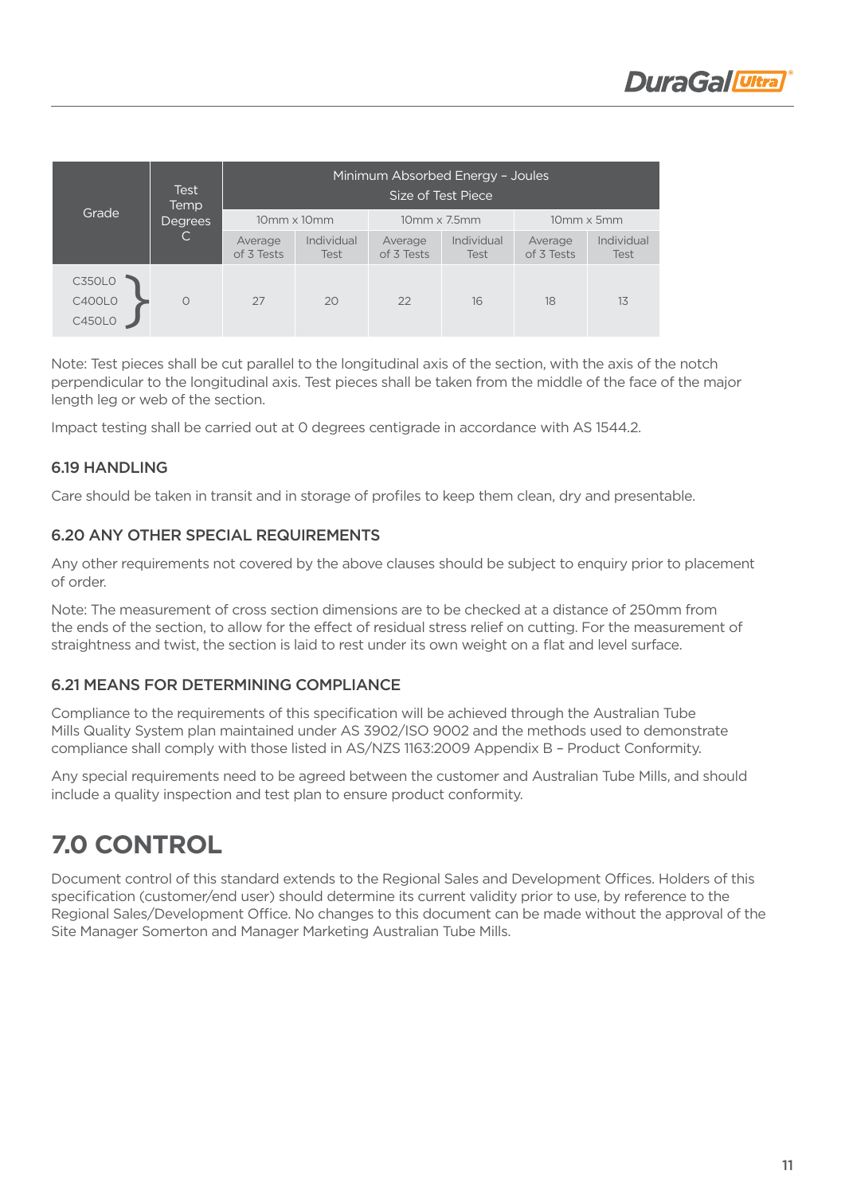| Grade | Test Temp Degrees C | Minimum Absorbed Energy – Joules Size of Test Piece | | | | | |
|---|---|---|---|---|---|---|---|
| | | 10mm x 10mm | | 10mm x 7.5mm | | 10mm x 5mm | |
| | | Average of 3 Tests | Individual Test | Average of 3 Tests | Individual Test | Average of 3 Tests | Individual Test |
| C350L0<br>C400L0<br>C450L0 | 0 | 27 | 20 | 22 | 16 | 18 | 13 |

Note: Test pieces shall be cut parallel to the longitudinal axis of the section, with the axis of the notch perpendicular to the longitudinal axis. Test pieces shall be taken from the middle of the face of the major length leg or web of the section.

Impact testing shall be carried out at 0 degrees centigrade in accordance with AS 1544.2.

### 6.19 HANDLING

Care should be taken in transit and in storage of profiles to keep them clean, dry and presentable.

### 6.20 ANY OTHER SPECIAL REQUIREMENTS

Any other requirements not covered by the above clauses should be subject to enquiry prior to placement of order.

Note: The measurement of cross section dimensions are to be checked at a distance of 250mm from the ends of the section, to allow for the effect of residual stress relief on cutting. For the measurement of straightness and twist, the section is laid to rest under its own weight on a flat and level surface.

### 6.21 MEANS FOR DETERMINING COMPLIANCE

Compliance to the requirements of this specification will be achieved through the Australian Tube Mills Quality System plan maintained under AS 3902/ISO 9002 and the methods used to demonstrate compliance shall comply with those listed in AS/NZS 1163:2009 Appendix B – Product Conformity.

Any special requirements need to be agreed between the customer and Australian Tube Mills, and should include a quality inspection and test plan to ensure product conformity.

## 7.0 CONTROL

Document control of this standard extends to the Regional Sales and Development Offices. Holders of this specification (customer/end user) should determine its current validity prior to use, by reference to the Regional Sales/Development Office. No changes to this document can be made without the approval of the Site Manager Somerton and Manager Marketing Australian Tube Mills.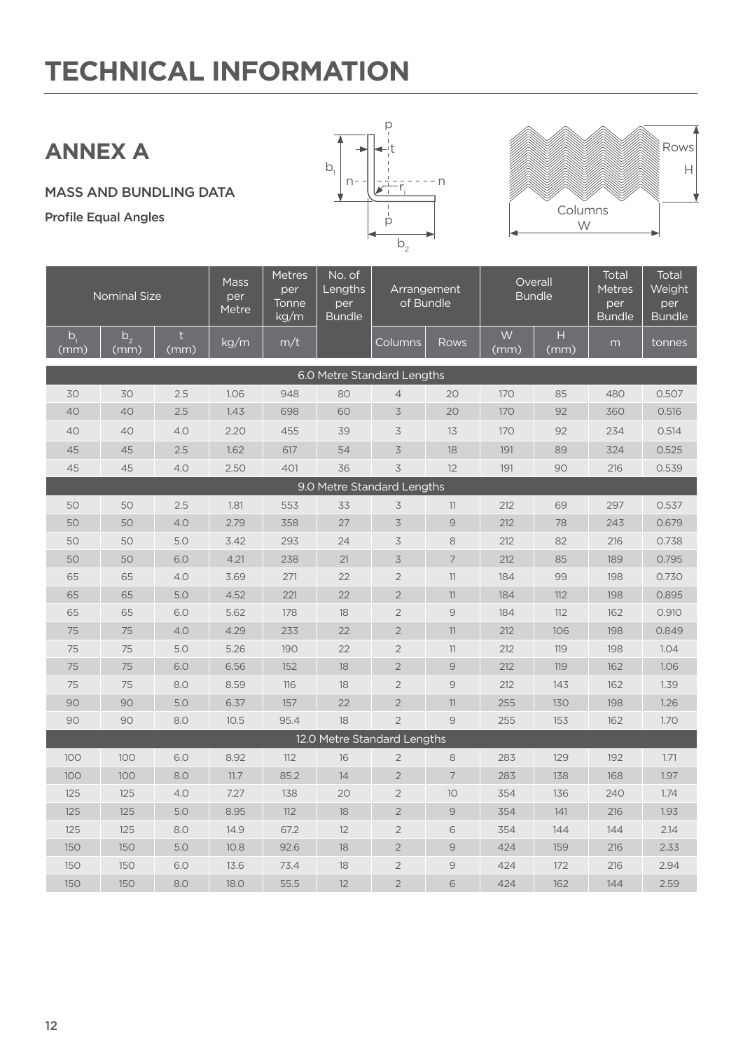# TECHNICAL INFORMATION

## ANNEX A

MASS AND BUNDLING DATA

Profile Equal Angles

| Nominal Size | | | Mass per Metre | Metres per Tonne kg/m | No. of Lengths per Bundle | Arrangement of Bundle | | Overall Bundle | | Total Metres per Bundle | Total Weight per Bundle |
|---|---|---|---|---|---|---|---|---|---|---|---|
| $b_1$ (mm) | $b_2$ (mm) | t (mm) | kg/m | m/t | | Columns | Rows | W (mm) | H (mm) | m | tonnes |
| **6.0 Metre Standard Lengths** | | | | | | | | | | | |
| 30 | 30 | 2.5 | 1.06 | 948 | 80 | 4 | 20 | 170 | 85 | 480 | 0.507 |
| 40 | 40 | 2.5 | 1.43 | 698 | 60 | 3 | 20 | 170 | 92 | 360 | 0.516 |
| 40 | 40 | 4.0 | 2.20 | 455 | 39 | 3 | 13 | 170 | 92 | 234 | 0.514 |
| 45 | 45 | 2.5 | 1.62 | 617 | 54 | 3 | 18 | 191 | 89 | 324 | 0.525 |
| 45 | 45 | 4.0 | 2.50 | 401 | 36 | 3 | 12 | 191 | 90 | 216 | 0.539 |
| **9.0 Metre Standard Lengths** | | | | | | | | | | | |
| 50 | 50 | 2.5 | 1.81 | 553 | 33 | 3 | 11 | 212 | 69 | 297 | 0.537 |
| 50 | 50 | 4.0 | 2.79 | 358 | 27 | 3 | 9 | 212 | 78 | 243 | 0.679 |
| 50 | 50 | 5.0 | 3.42 | 293 | 24 | 3 | 8 | 212 | 82 | 216 | 0.738 |
| 50 | 50 | 6.0 | 4.21 | 238 | 21 | 3 | 7 | 212 | 85 | 189 | 0.795 |
| 65 | 65 | 4.0 | 3.69 | 271 | 22 | 2 | 11 | 184 | 99 | 198 | 0.730 |
| 65 | 65 | 5.0 | 4.52 | 221 | 22 | 2 | 11 | 184 | 112 | 198 | 0.895 |
| 65 | 65 | 6.0 | 5.62 | 178 | 18 | 2 | 9 | 184 | 112 | 162 | 0.910 |
| 75 | 75 | 4.0 | 4.29 | 233 | 22 | 2 | 11 | 212 | 106 | 198 | 0.849 |
| 75 | 75 | 5.0 | 5.26 | 190 | 22 | 2 | 11 | 212 | 119 | 198 | 1.04 |
| 75 | 75 | 6.0 | 6.56 | 152 | 18 | 2 | 9 | 212 | 119 | 162 | 1.06 |
| 75 | 75 | 8.0 | 8.59 | 116 | 18 | 2 | 9 | 212 | 143 | 162 | 1.39 |
| 90 | 90 | 5.0 | 6.37 | 157 | 22 | 2 | 11 | 255 | 130 | 198 | 1.26 |
| 90 | 90 | 8.0 | 10.5 | 95.4 | 18 | 2 | 9 | 255 | 153 | 162 | 1.70 |
| **12.0 Metre Standard Lengths** | | | | | | | | | | | |
| 100 | 100 | 6.0 | 8.92 | 112 | 16 | 2 | 8 | 283 | 129 | 192 | 1.71 |
| 100 | 100 | 8.0 | 11.7 | 85.2 | 14 | 2 | 7 | 283 | 138 | 168 | 1.97 |
| 125 | 125 | 4.0 | 7.27 | 138 | 20 | 2 | 10 | 354 | 136 | 240 | 1.74 |
| 125 | 125 | 5.0 | 8.95 | 112 | 18 | 2 | 9 | 354 | 141 | 216 | 1.93 |
| 125 | 125 | 8.0 | 14.9 | 67.2 | 12 | 2 | 6 | 354 | 144 | 144 | 2.14 |
| 150 | 150 | 5.0 | 10.8 | 92.6 | 18 | 2 | 9 | 424 | 159 | 216 | 2.33 |
| 150 | 150 | 6.0 | 13.6 | 73.4 | 18 | 2 | 9 | 424 | 172 | 216 | 2.94 |
| 150 | 150 | 8.0 | 18.0 | 55.5 | 12 | 2 | 6 | 424 | 162 | 144 | 2.59 |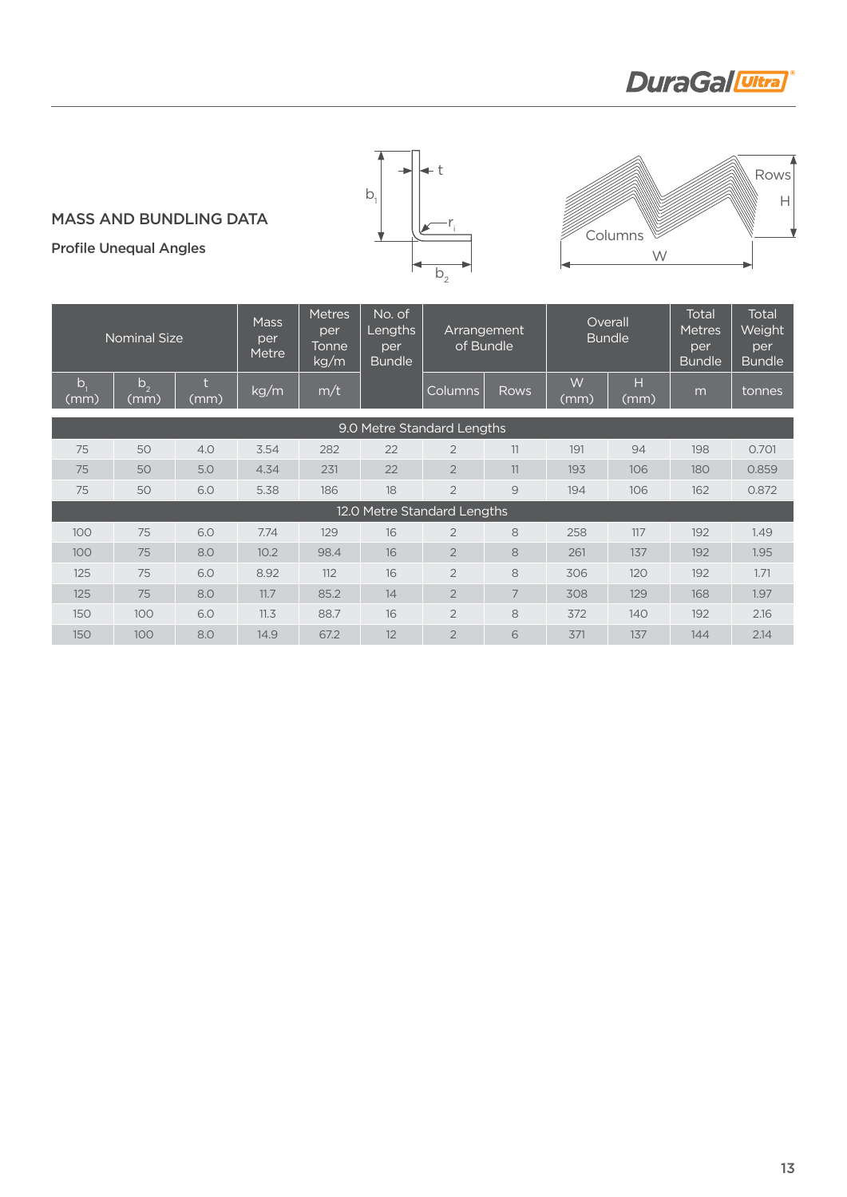## MASS AND BUNDLING DATA

### Profile Unequal Angles

| Nominal Size | | | Mass per Metre | Metres per Tonne kg/m | No. of Lengths per Bundle | Arrangement of Bundle | | Overall Bundle | | Total Metres per Bundle | Total Weight per Bundle |
|---|---|---|---|---|---|---|---|---|---|---|---|
| $b_1$ (mm) | $b_2$ (mm) | t (mm) | kg/m | m/t | | Columns | Rows | W (mm) | H (mm) | m | tonnes |
| 9.0 Metre Standard Lengths | | | | | | | | | | | |
| 75 | 50 | 4.0 | 3.54 | 282 | 22 | 2 | 11 | 191 | 94 | 198 | 0.701 |
| 75 | 50 | 5.0 | 4.34 | 231 | 22 | 2 | 11 | 193 | 106 | 180 | 0.859 |
| 75 | 50 | 6.0 | 5.38 | 186 | 18 | 2 | 9 | 194 | 106 | 162 | 0.872 |
| 12.0 Metre Standard Lengths | | | | | | | | | | | |
| 100 | 75 | 6.0 | 7.74 | 129 | 16 | 2 | 8 | 258 | 117 | 192 | 1.49 |
| 100 | 75 | 8.0 | 10.2 | 98.4 | 16 | 2 | 8 | 261 | 137 | 192 | 1.95 |
| 125 | 75 | 6.0 | 8.92 | 112 | 16 | 2 | 8 | 306 | 120 | 192 | 1.71 |
| 125 | 75 | 8.0 | 11.7 | 85.2 | 14 | 2 | 7 | 308 | 129 | 168 | 1.97 |
| 150 | 100 | 6.0 | 11.3 | 88.7 | 16 | 2 | 8 | 372 | 140 | 192 | 2.16 |
| 150 | 100 | 8.0 | 14.9 | 67.2 | 12 | 2 | 6 | 371 | 137 | 144 | 2.14 |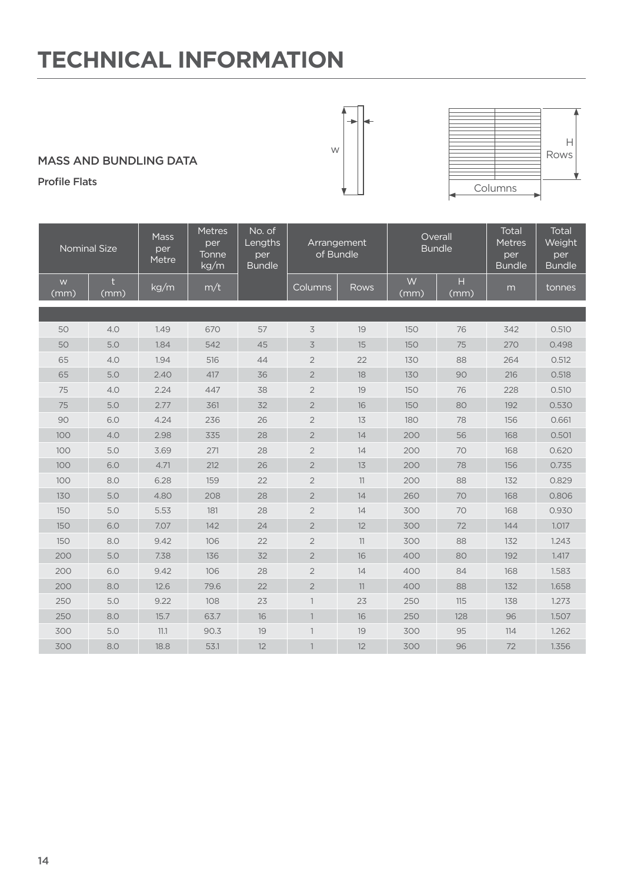# TECHNICAL INFORMATION

## MASS AND BUNDLING DATA

### Profile Flats

| Nominal Size | | Mass per Metre | Metres per Tonne kg/m | No. of Lengths per Bundle | Arrangement of Bundle | | Overall Bundle | | Total Metres per Bundle | Total Weight per Bundle |
|---|---|---|---|---|---|---|---|---|---|---|
| w (mm) | t (mm) | kg/m | m/t | | Columns | Rows | W (mm) | H (mm) | m | tonnes |
| 50 | 4.0 | 1.49 | 670 | 57 | 3 | 19 | 150 | 76 | 342 | 0.510 |
| 50 | 5.0 | 1.84 | 542 | 45 | 3 | 15 | 150 | 75 | 270 | 0.498 |
| 65 | 4.0 | 1.94 | 516 | 44 | 2 | 22 | 130 | 88 | 264 | 0.512 |
| 65 | 5.0 | 2.40 | 417 | 36 | 2 | 18 | 130 | 90 | 216 | 0.518 |
| 75 | 4.0 | 2.24 | 447 | 38 | 2 | 19 | 150 | 76 | 228 | 0.510 |
| 75 | 5.0 | 2.77 | 361 | 32 | 2 | 16 | 150 | 80 | 192 | 0.530 |
| 90 | 6.0 | 4.24 | 236 | 26 | 2 | 13 | 180 | 78 | 156 | 0.661 |
| 100 | 4.0 | 2.98 | 335 | 28 | 2 | 14 | 200 | 56 | 168 | 0.501 |
| 100 | 5.0 | 3.69 | 271 | 28 | 2 | 14 | 200 | 70 | 168 | 0.620 |
| 100 | 6.0 | 4.71 | 212 | 26 | 2 | 13 | 200 | 78 | 156 | 0.735 |
| 100 | 8.0 | 6.28 | 159 | 22 | 2 | 11 | 200 | 88 | 132 | 0.829 |
| 130 | 5.0 | 4.80 | 208 | 28 | 2 | 14 | 260 | 70 | 168 | 0.806 |
| 150 | 5.0 | 5.53 | 181 | 28 | 2 | 14 | 300 | 70 | 168 | 0.930 |
| 150 | 6.0 | 7.07 | 142 | 24 | 2 | 12 | 300 | 72 | 144 | 1.017 |
| 150 | 8.0 | 9.42 | 106 | 22 | 2 | 11 | 300 | 88 | 132 | 1.243 |
| 200 | 5.0 | 7.38 | 136 | 32 | 2 | 16 | 400 | 80 | 192 | 1.417 |
| 200 | 6.0 | 9.42 | 106 | 28 | 2 | 14 | 400 | 84 | 168 | 1.583 |
| 200 | 8.0 | 12.6 | 79.6 | 22 | 2 | 11 | 400 | 88 | 132 | 1.658 |
| 250 | 5.0 | 9.22 | 108 | 23 | 1 | 23 | 250 | 115 | 138 | 1.273 |
| 250 | 8.0 | 15.7 | 63.7 | 16 | 1 | 16 | 250 | 128 | 96 | 1.507 |
| 300 | 5.0 | 11.1 | 90.3 | 19 | 1 | 19 | 300 | 95 | 114 | 1.262 |
| 300 | 8.0 | 18.8 | 53.1 | 12 | 1 | 12 | 300 | 96 | 72 | 1.356 |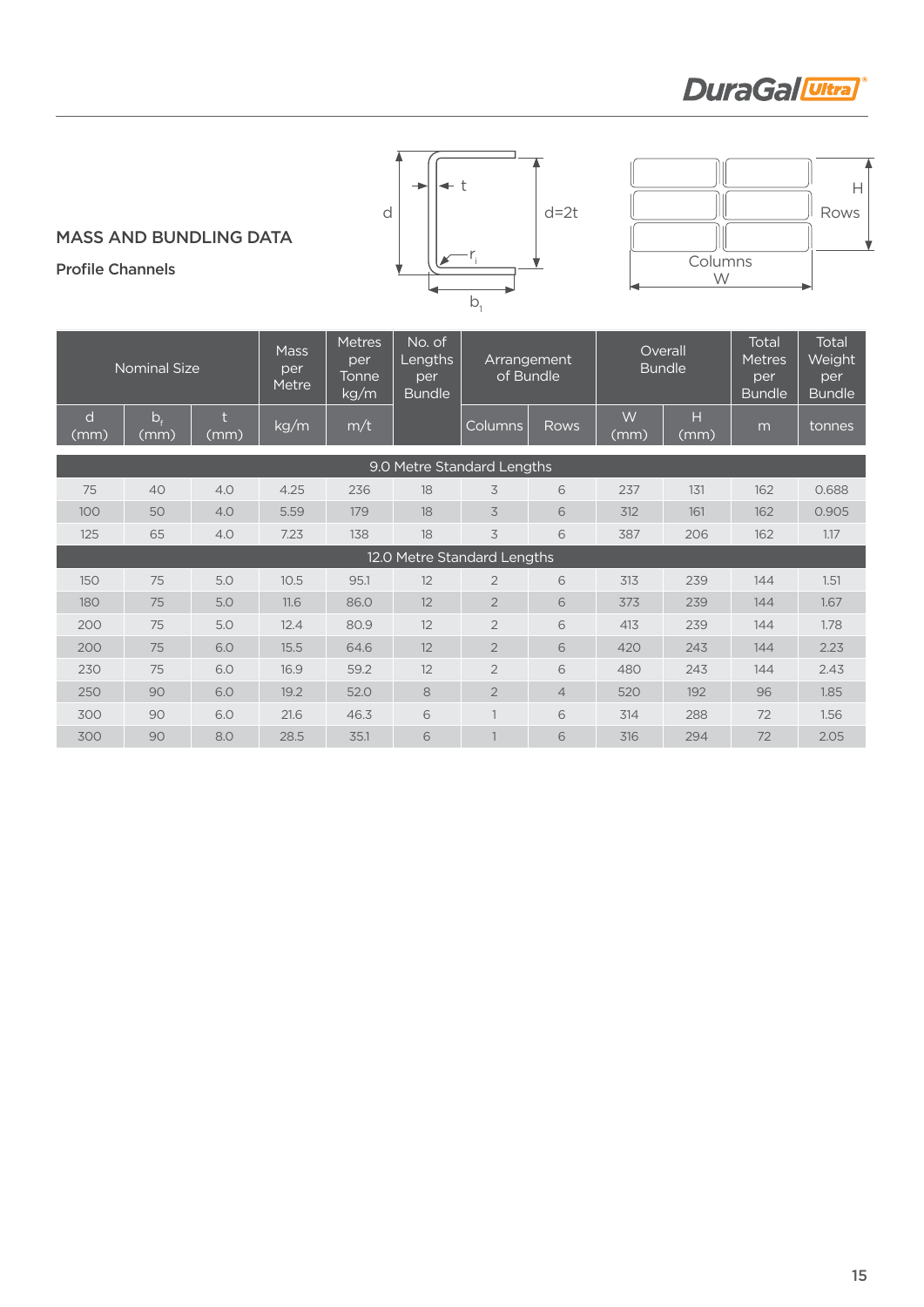## MASS AND BUNDLING DATA

### Profile Channels

| Nominal Size | | | Mass per Metre | Metres per Tonne kg/m | No. of Lengths per Bundle | Arrangement of Bundle | | Overall Bundle | | Total Metres per Bundle | Total Weight per Bundle |
|---|---|---|---|---|---|---|---|---|---|---|---|
| d (mm) | $b_f$ (mm) | t (mm) | kg/m | m/t | | Columns | Rows | W (mm) | H (mm) | m | tonnes |
| **9.0 Metre Standard Lengths** | | | | | | | | | | | |
| 75 | 40 | 4.0 | 4.25 | 236 | 18 | 3 | 6 | 237 | 131 | 162 | 0.688 |
| 100 | 50 | 4.0 | 5.59 | 179 | 18 | 3 | 6 | 312 | 161 | 162 | 0.905 |
| 125 | 65 | 4.0 | 7.23 | 138 | 18 | 3 | 6 | 387 | 206 | 162 | 1.17 |
| **12.0 Metre Standard Lengths** | | | | | | | | | | | |
| 150 | 75 | 5.0 | 10.5 | 95.1 | 12 | 2 | 6 | 313 | 239 | 144 | 1.51 |
| 180 | 75 | 5.0 | 11.6 | 86.0 | 12 | 2 | 6 | 373 | 239 | 144 | 1.67 |
| 200 | 75 | 5.0 | 12.4 | 80.9 | 12 | 2 | 6 | 413 | 239 | 144 | 1.78 |
| 200 | 75 | 6.0 | 15.5 | 64.6 | 12 | 2 | 6 | 420 | 243 | 144 | 2.23 |
| 230 | 75 | 6.0 | 16.9 | 59.2 | 12 | 2 | 6 | 480 | 243 | 144 | 2.43 |
| 250 | 90 | 6.0 | 19.2 | 52.0 | 8 | 2 | 4 | 520 | 192 | 96 | 1.85 |
| 300 | 90 | 6.0 | 21.6 | 46.3 | 6 | 1 | 6 | 314 | 288 | 72 | 1.56 |
| 300 | 90 | 8.0 | 28.5 | 35.1 | 6 | 1 | 6 | 316 | 294 | 72 | 2.05 |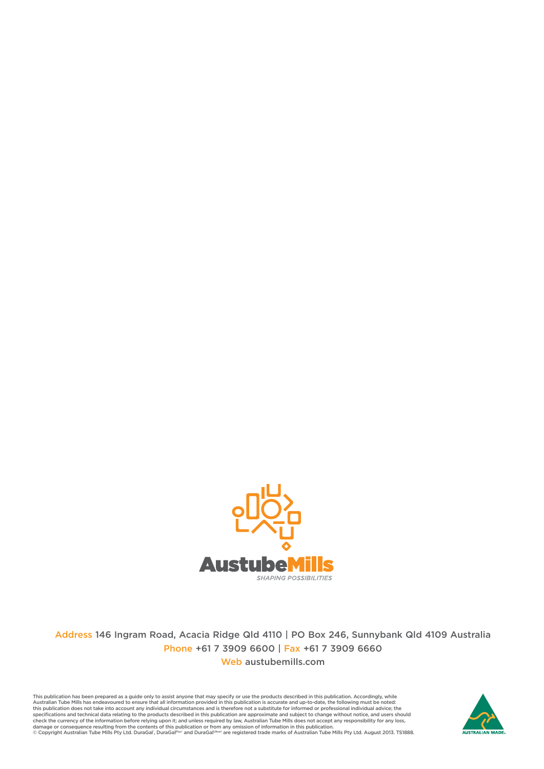AustubeMills

*SHAPING POSSIBILITIES*

Address 146 Ingram Road, Acacia Ridge Qld 4110 | PO Box 246, Sunnybank Qld 4109 Australia

Phone +61 7 3909 6600 | Fax +61 7 3909 6660

Web austubemills.com

This publication has been prepared as a guide only to assist anyone that may specify or use the products described in this publication. Accordingly, while Australian Tube Mills has endeavoured to ensure that all information provided in this publication is accurate and up-to-date, the following must be noted: this publication does not take into account any individual circumstances and is therefore not a substitute for informed or professional individual advice; the specifications and technical data relating to the products described in this publication are approximate and subject to change without notice, and users should check the currency of the information before relying upon it; and unless required by law, Australian Tube Mills does not accept any responsibility for any loss, damage or consequence resulting from the contents of this publication or from any omission of information in this publication.
© Copyright Australian Tube Mills Pty Ltd. DuraGal®, DuraGal Plus® and DuraGal Ultra® are registered trade marks of Australian Tube Mills Pty Ltd. August 2013. TS1888.

AUSTRALIAN MADE.